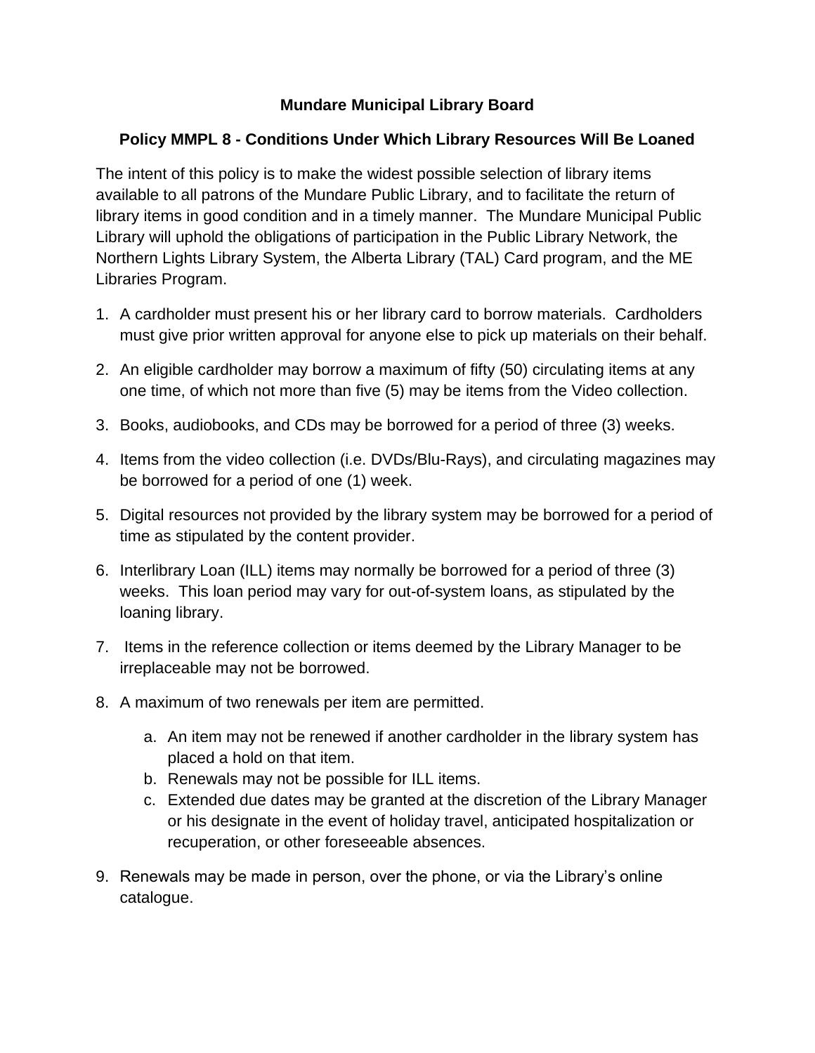**Mundare Municipal Library Board**

**Policy MMPL 8 - Conditions Under Which Library Resources Will Be Loaned**

The intent of this policy is to make the widest possible selection of library items available to all patrons of the Mundare Public Library, and to facilitate the return of library items in good condition and in a timely manner. The Mundare Municipal Public Library will uphold the obligations of participation in the Public Library Network, the Northern Lights Library System, the Alberta Library (TAL) Card program, and the ME Libraries Program.

1. A cardholder must present his or her library card to borrow materials. Cardholders must give prior written approval for anyone else to pick up materials on their behalf.
2. An eligible cardholder may borrow a maximum of fifty (50) circulating items at any one time, of which not more than five (5) may be items from the Video collection.
3. Books, audiobooks, and CDs may be borrowed for a period of three (3) weeks.
4. Items from the video collection (i.e. DVDs/Blu-Rays), and circulating magazines may be borrowed for a period of one (1) week.
5. Digital resources not provided by the library system may be borrowed for a period of time as stipulated by the content provider.
6. Interlibrary Loan (ILL) items may normally be borrowed for a period of three (3) weeks. This loan period may vary for out-of-system loans, as stipulated by the loaning library.
7. Items in the reference collection or items deemed by the Library Manager to be irreplaceable may not be borrowed.
8. A maximum of two renewals per item are permitted.
    a. An item may not be renewed if another cardholder in the library system has placed a hold on that item.
    b. Renewals may not be possible for ILL items.
    c. Extended due dates may be granted at the discretion of the Library Manager or his designate in the event of holiday travel, anticipated hospitalization or recuperation, or other foreseeable absences.
9. Renewals may be made in person, over the phone, or via the Library's online catalogue.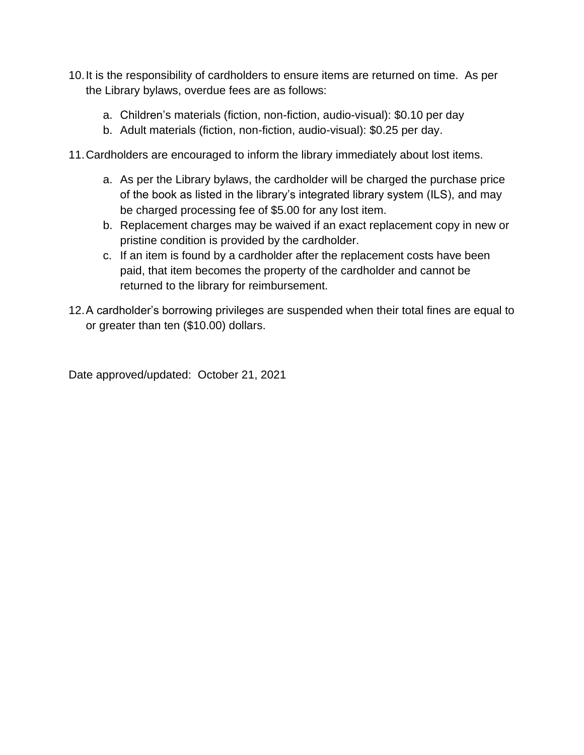10. It is the responsibility of cardholders to ensure items are returned on time. As per the Library bylaws, overdue fees are as follows:

    a. Children's materials (fiction, non-fiction, audio-visual): $0.10 per day
    b. Adult materials (fiction, non-fiction, audio-visual): $0.25 per day.

11. Cardholders are encouraged to inform the library immediately about lost items.

    a. As per the Library bylaws, the cardholder will be charged the purchase price of the book as listed in the library's integrated library system (ILS), and may be charged processing fee of $5.00 for any lost item.
    b. Replacement charges may be waived if an exact replacement copy in new or pristine condition is provided by the cardholder.
    c. If an item is found by a cardholder after the replacement costs have been paid, that item becomes the property of the cardholder and cannot be returned to the library for reimbursement.

12. A cardholder's borrowing privileges are suspended when their total fines are equal to or greater than ten ($10.00) dollars.

Date approved/updated: October 21, 2021